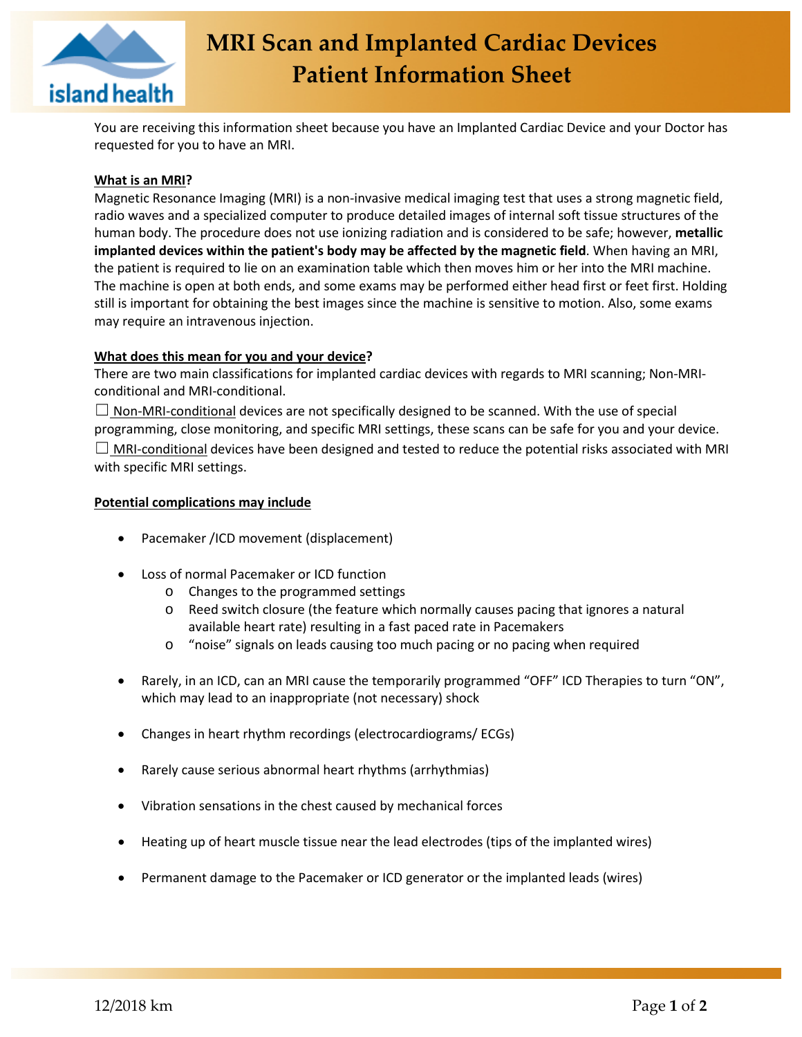# MRI Scan and Implanted Cardiac Devices
# Patient Information Sheet

You are receiving this information sheet because you have an Implanted Cardiac Device and your Doctor has requested for you to have an MRI.

**What is an MRI?**

Magnetic Resonance Imaging (MRI) is a non-invasive medical imaging test that uses a strong magnetic field, radio waves and a specialized computer to produce detailed images of internal soft tissue structures of the human body. The procedure does not use ionizing radiation and is considered to be safe; however, **metallic implanted devices within the patient's body may be affected by the magnetic field**. When having an MRI, the patient is required to lie on an examination table which then moves him or her into the MRI machine. The machine is open at both ends, and some exams may be performed either head first or feet first. Holding still is important for obtaining the best images since the machine is sensitive to motion. Also, some exams may require an intravenous injection.

**What does this mean for you and your device?**

There are two main classifications for implanted cardiac devices with regards to MRI scanning; Non-MRI-conditional and MRI-conditional.

☐ Non-MRI-conditional devices are not specifically designed to be scanned. With the use of special programming, close monitoring, and specific MRI settings, these scans can be safe for you and your device.

☐ MRI-conditional devices have been designed and tested to reduce the potential risks associated with MRI with specific MRI settings.

**Potential complications may include**

- Pacemaker /ICD movement (displacement)
- Loss of normal Pacemaker or ICD function
  - Changes to the programmed settings
  - Reed switch closure (the feature which normally causes pacing that ignores a natural available heart rate) resulting in a fast paced rate in Pacemakers
  - "noise" signals on leads causing too much pacing or no pacing when required
- Rarely, in an ICD, can an MRI cause the temporarily programmed "OFF" ICD Therapies to turn "ON", which may lead to an inappropriate (not necessary) shock
- Changes in heart rhythm recordings (electrocardiograms/ ECGs)
- Rarely cause serious abnormal heart rhythms (arrhythmias)
- Vibration sensations in the chest caused by mechanical forces
- Heating up of heart muscle tissue near the lead electrodes (tips of the implanted wires)
- Permanent damage to the Pacemaker or ICD generator or the implanted leads (wires)

12/2018 km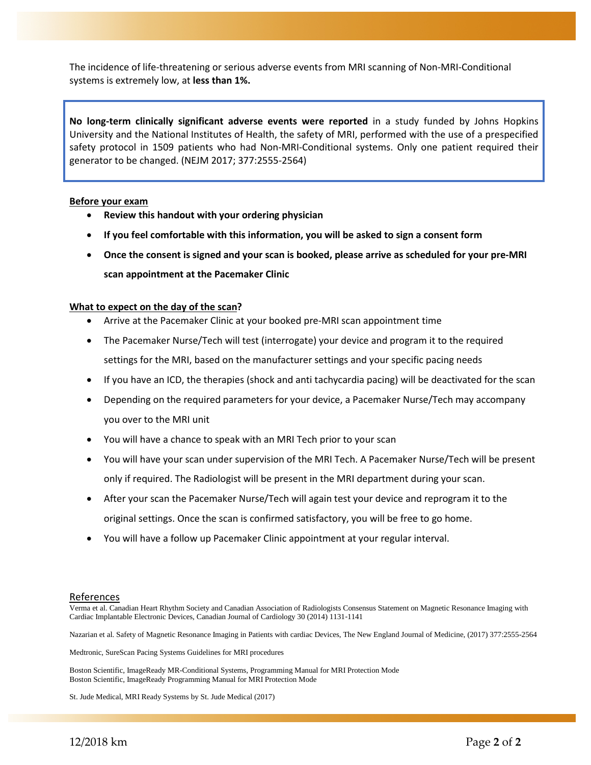The incidence of life-threatening or serious adverse events from MRI scanning of Non-MRI-Conditional systems is extremely low, at **less than 1%.**

> **No long-term clinically significant adverse events were reported** in a study funded by Johns Hopkins University and the National Institutes of Health, the safety of MRI, performed with the use of a prespecified safety protocol in 1509 patients who had Non-MRI-Conditional systems. Only one patient required their generator to be changed. (NEJM 2017; 377:2555-2564)

**Before your exam**

- **Review this handout with your ordering physician**
- **If you feel comfortable with this information, you will be asked to sign a consent form**
- **Once the consent is signed and your scan is booked, please arrive as scheduled for your pre-MRI scan appointment at the Pacemaker Clinic**

**What to expect on the day of the scan?**

- Arrive at the Pacemaker Clinic at your booked pre-MRI scan appointment time
- The Pacemaker Nurse/Tech will test (interrogate) your device and program it to the required settings for the MRI, based on the manufacturer settings and your specific pacing needs
- If you have an ICD, the therapies (shock and anti tachycardia pacing) will be deactivated for the scan
- Depending on the required parameters for your device, a Pacemaker Nurse/Tech may accompany you over to the MRI unit
- You will have a chance to speak with an MRI Tech prior to your scan
- You will have your scan under supervision of the MRI Tech. A Pacemaker Nurse/Tech will be present only if required. The Radiologist will be present in the MRI department during your scan.
- After your scan the Pacemaker Nurse/Tech will again test your device and reprogram it to the original settings. Once the scan is confirmed satisfactory, you will be free to go home.
- You will have a follow up Pacemaker Clinic appointment at your regular interval.

References

Verma et al. Canadian Heart Rhythm Society and Canadian Association of Radiologists Consensus Statement on Magnetic Resonance Imaging with Cardiac Implantable Electronic Devices, Canadian Journal of Cardiology 30 (2014) 1131-1141

Nazarian et al. Safety of Magnetic Resonance Imaging in Patients with cardiac Devices, The New England Journal of Medicine, (2017) 377:2555-2564

Medtronic, SureScan Pacing Systems Guidelines for MRI procedures

Boston Scientific, ImageReady MR-Conditional Systems, Programming Manual for MRI Protection Mode
Boston Scientific, ImageReady Programming Manual for MRI Protection Mode

St. Jude Medical, MRI Ready Systems by St. Jude Medical (2017)

12/2018 km